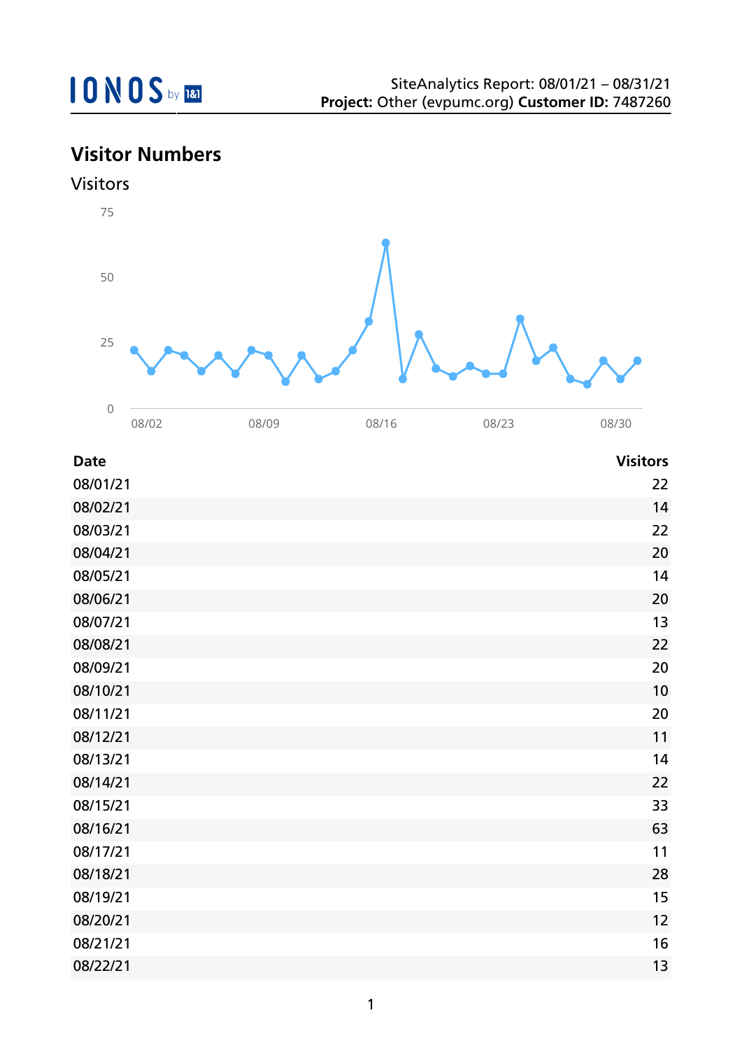SiteAnalytics Report: 08/01/21 – 08/31/21
**Project:** Other (evpumc.org) **Customer ID:** 7487260

## Visitor Numbers

### Visitors

| Date | Visitors |
|---|---|
| 08/01/21 | 22 |
| 08/02/21 | 14 |
| 08/03/21 | 22 |
| 08/04/21 | 20 |
| 08/05/21 | 14 |
| 08/06/21 | 20 |
| 08/07/21 | 13 |
| 08/08/21 | 22 |
| 08/09/21 | 20 |
| 08/10/21 | 10 |
| 08/11/21 | 20 |
| 08/12/21 | 11 |
| 08/13/21 | 14 |
| 08/14/21 | 22 |
| 08/15/21 | 33 |
| 08/16/21 | 63 |
| 08/17/21 | 11 |
| 08/18/21 | 28 |
| 08/19/21 | 15 |
| 08/20/21 | 12 |
| 08/21/21 | 16 |
| 08/22/21 | 13 |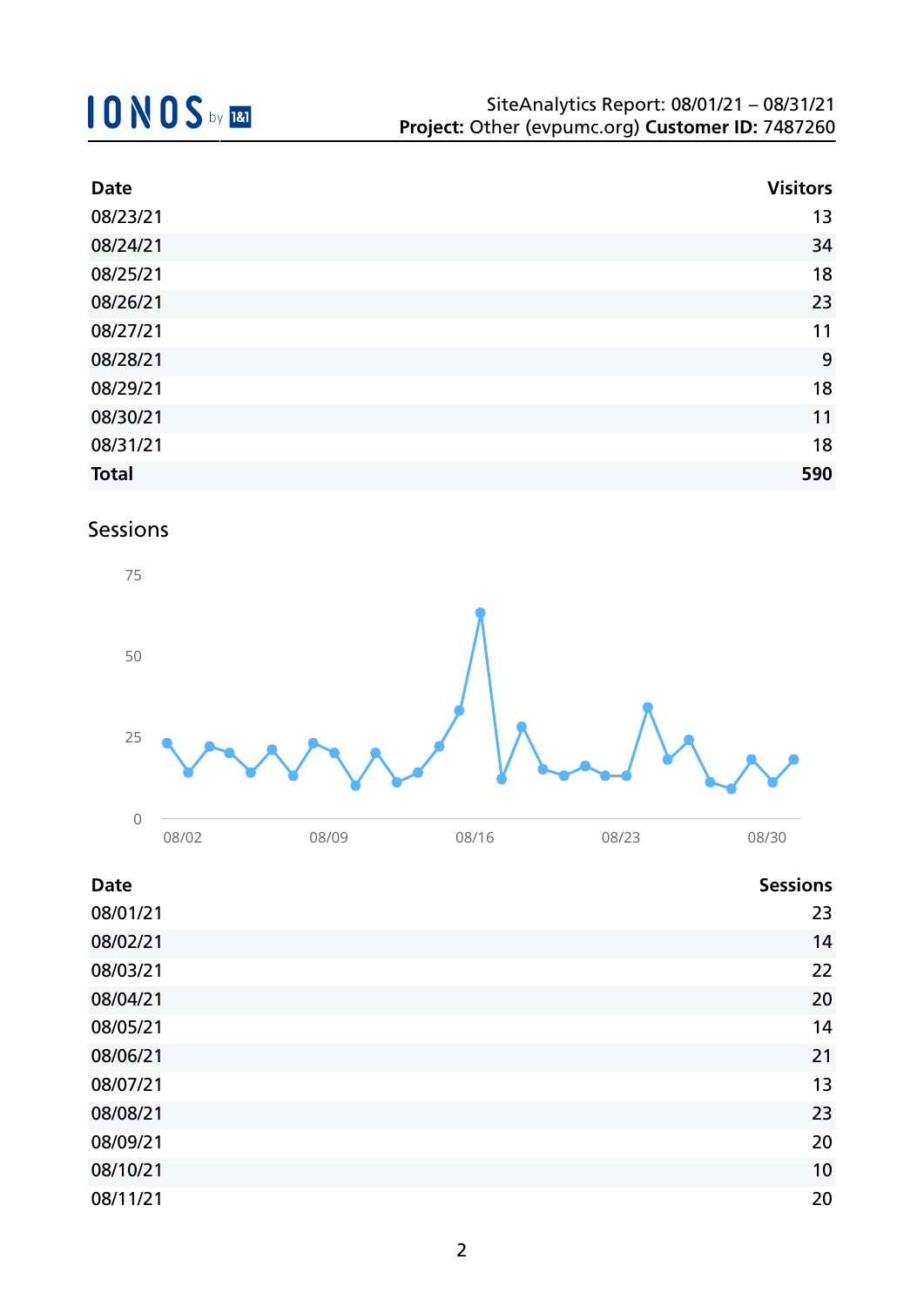| Date | Visitors |
|---|---|
| 08/23/21 | 13 |
| 08/24/21 | 34 |
| 08/25/21 | 18 |
| 08/26/21 | 23 |
| 08/27/21 | 11 |
| 08/28/21 | 9 |
| 08/29/21 | 18 |
| 08/30/21 | 11 |
| 08/31/21 | 18 |
| **Total** | **590** |

## Sessions

| Date | Sessions |
|---|---|
| 08/01/21 | 23 |
| 08/02/21 | 14 |
| 08/03/21 | 22 |
| 08/04/21 | 20 |
| 08/05/21 | 14 |
| 08/06/21 | 21 |
| 08/07/21 | 13 |
| 08/08/21 | 23 |
| 08/09/21 | 20 |
| 08/10/21 | 10 |
| 08/11/21 | 20 |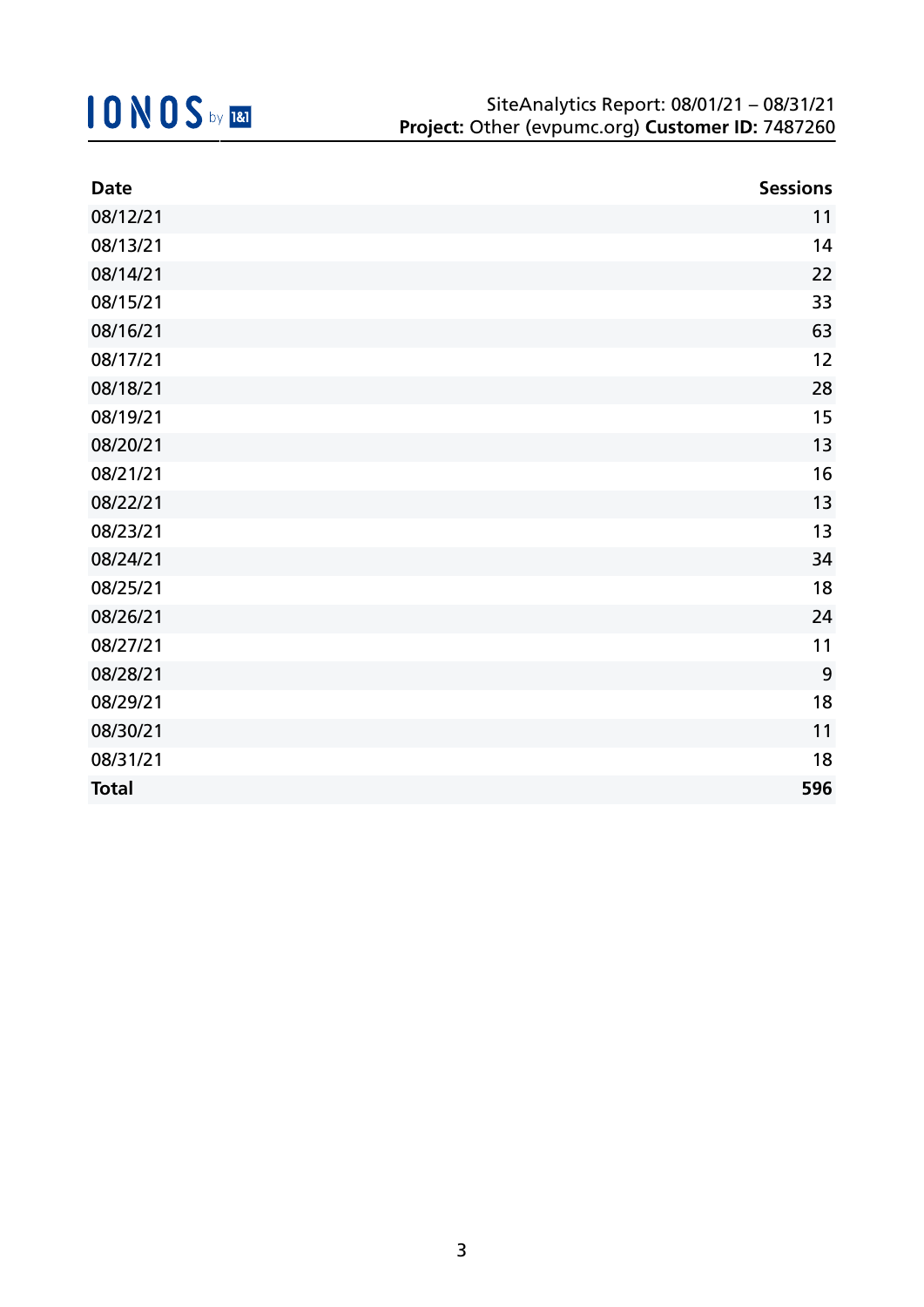| Date | Sessions |
| --- | --- |
| 08/12/21 | 11 |
| 08/13/21 | 14 |
| 08/14/21 | 22 |
| 08/15/21 | 33 |
| 08/16/21 | 63 |
| 08/17/21 | 12 |
| 08/18/21 | 28 |
| 08/19/21 | 15 |
| 08/20/21 | 13 |
| 08/21/21 | 16 |
| 08/22/21 | 13 |
| 08/23/21 | 13 |
| 08/24/21 | 34 |
| 08/25/21 | 18 |
| 08/26/21 | 24 |
| 08/27/21 | 11 |
| 08/28/21 | 9 |
| 08/29/21 | 18 |
| 08/30/21 | 11 |
| 08/31/21 | 18 |
| **Total** | **596** |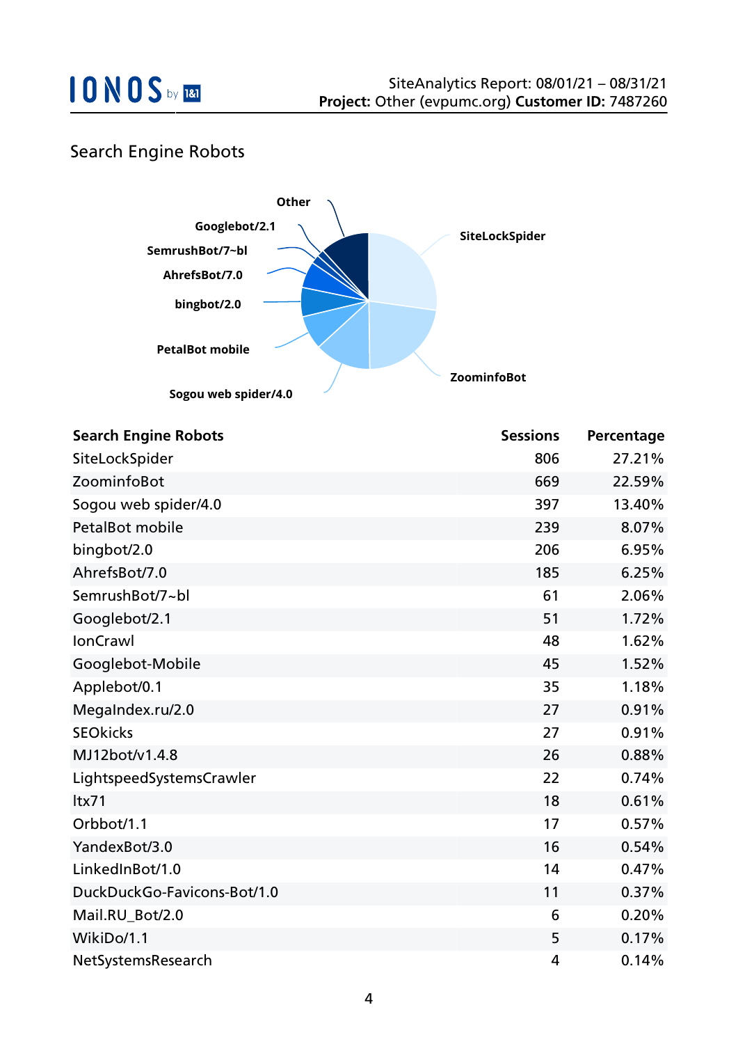## Search Engine Robots

| Search Engine Robots | Sessions | Percentage |
|---|---|---|
| SiteLockSpider | 806 | 27.21% |
| ZoominfoBot | 669 | 22.59% |
| Sogou web spider/4.0 | 397 | 13.40% |
| PetalBot mobile | 239 | 8.07% |
| bingbot/2.0 | 206 | 6.95% |
| AhrefsBot/7.0 | 185 | 6.25% |
| SemrushBot/7~bl | 61 | 2.06% |
| Googlebot/2.1 | 51 | 1.72% |
| IonCrawl | 48 | 1.62% |
| Googlebot-Mobile | 45 | 1.52% |
| Applebot/0.1 | 35 | 1.18% |
| MegaIndex.ru/2.0 | 27 | 0.91% |
| SEOkicks | 27 | 0.91% |
| MJ12bot/v1.4.8 | 26 | 0.88% |
| LightspeedSystemsCrawler | 22 | 0.74% |
| ltx71 | 18 | 0.61% |
| Orbbot/1.1 | 17 | 0.57% |
| YandexBot/3.0 | 16 | 0.54% |
| LinkedInBot/1.0 | 14 | 0.47% |
| DuckDuckGo-Favicons-Bot/1.0 | 11 | 0.37% |
| Mail.RU_Bot/2.0 | 6 | 0.20% |
| WikiDo/1.1 | 5 | 0.17% |
| NetSystemsResearch | 4 | 0.14% |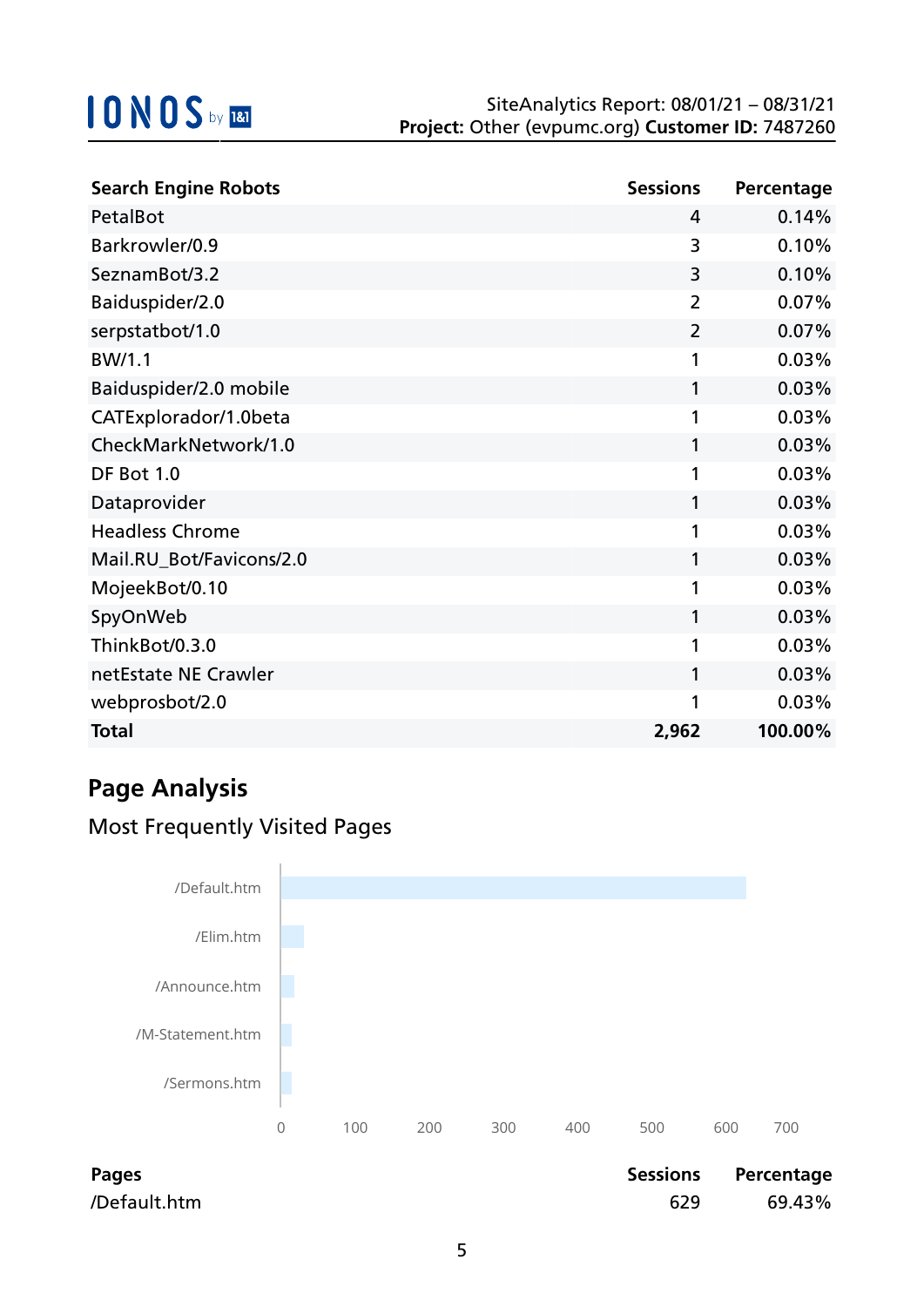| Search Engine Robots | Sessions | Percentage |
|---|---|---|
| PetalBot | 4 | 0.14% |
| Barkrowler/0.9 | 3 | 0.10% |
| SeznamBot/3.2 | 3 | 0.10% |
| Baiduspider/2.0 | 2 | 0.07% |
| serpstatbot/1.0 | 2 | 0.07% |
| BW/1.1 | 1 | 0.03% |
| Baiduspider/2.0 mobile | 1 | 0.03% |
| CATExplorador/1.0beta | 1 | 0.03% |
| CheckMarkNetwork/1.0 | 1 | 0.03% |
| DF Bot 1.0 | 1 | 0.03% |
| Dataprovider | 1 | 0.03% |
| Headless Chrome | 1 | 0.03% |
| Mail.RU_Bot/Favicons/2.0 | 1 | 0.03% |
| MojeekBot/0.10 | 1 | 0.03% |
| SpyOnWeb | 1 | 0.03% |
| ThinkBot/0.3.0 | 1 | 0.03% |
| netEstate NE Crawler | 1 | 0.03% |
| webprosbot/2.0 | 1 | 0.03% |
| **Total** | **2,962** | **100.00%** |

## Page Analysis

### Most Frequently Visited Pages

| Pages | Sessions | Percentage |
|---|---|---|
| /Default.htm | 629 | 69.43% |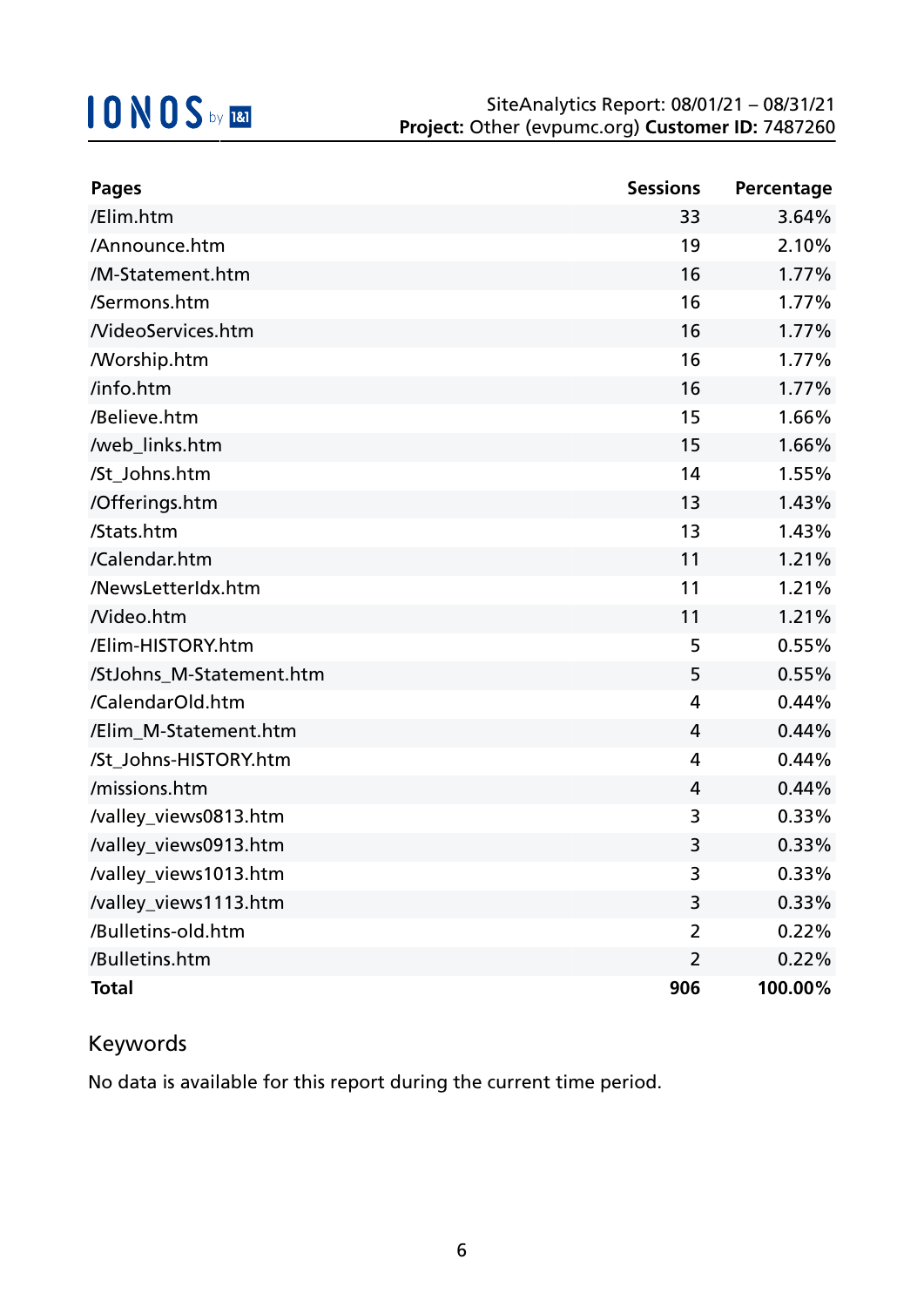| Pages | Sessions | Percentage |
|---|---|---|
| /Elim.htm | 33 | 3.64% |
| /Announce.htm | 19 | 2.10% |
| /M-Statement.htm | 16 | 1.77% |
| /Sermons.htm | 16 | 1.77% |
| /VideoServices.htm | 16 | 1.77% |
| /Worship.htm | 16 | 1.77% |
| /info.htm | 16 | 1.77% |
| /Believe.htm | 15 | 1.66% |
| /web_links.htm | 15 | 1.66% |
| /St_Johns.htm | 14 | 1.55% |
| /Offerings.htm | 13 | 1.43% |
| /Stats.htm | 13 | 1.43% |
| /Calendar.htm | 11 | 1.21% |
| /NewsLetterIdx.htm | 11 | 1.21% |
| /Video.htm | 11 | 1.21% |
| /Elim-HISTORY.htm | 5 | 0.55% |
| /StJohns_M-Statement.htm | 5 | 0.55% |
| /CalendarOld.htm | 4 | 0.44% |
| /Elim_M-Statement.htm | 4 | 0.44% |
| /St_Johns-HISTORY.htm | 4 | 0.44% |
| /missions.htm | 4 | 0.44% |
| /valley_views0813.htm | 3 | 0.33% |
| /valley_views0913.htm | 3 | 0.33% |
| /valley_views1013.htm | 3 | 0.33% |
| /valley_views1113.htm | 3 | 0.33% |
| /Bulletins-old.htm | 2 | 0.22% |
| /Bulletins.htm | 2 | 0.22% |
| **Total** | **906** | **100.00%** |

## Keywords

No data is available for this report during the current time period.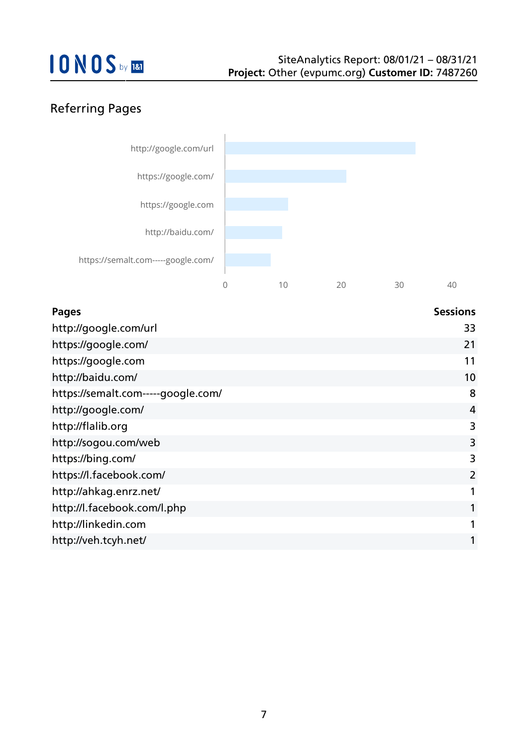## Referring Pages

| Pages | Sessions |
|---|---|
| http://google.com/url | 33 |
| https://google.com/ | 21 |
| https://google.com | 11 |
| http://baidu.com/ | 10 |
| https://semalt.com-----google.com/ | 8 |
| http://google.com/ | 4 |
| http://flalib.org | 3 |
| http://sogou.com/web | 3 |
| https://bing.com/ | 3 |
| https://l.facebook.com/ | 2 |
| http://ahkag.enrz.net/ | 1 |
| http://l.facebook.com/l.php | 1 |
| http://linkedin.com | 1 |
| http://veh.tcyh.net/ | 1 |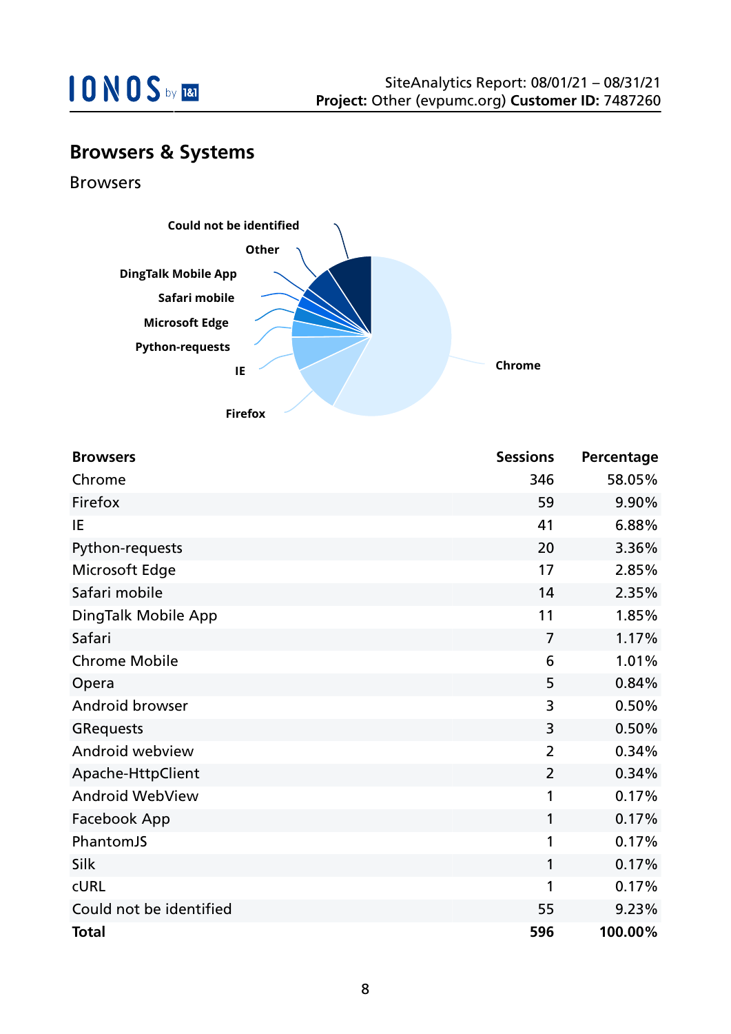## Browsers & Systems

### Browsers

| Browsers | Sessions | Percentage |
|---|---|---|
| Chrome | 346 | 58.05% |
| Firefox | 59 | 9.90% |
| IE | 41 | 6.88% |
| Python-requests | 20 | 3.36% |
| Microsoft Edge | 17 | 2.85% |
| Safari mobile | 14 | 2.35% |
| DingTalk Mobile App | 11 | 1.85% |
| Safari | 7 | 1.17% |
| Chrome Mobile | 6 | 1.01% |
| Opera | 5 | 0.84% |
| Android browser | 3 | 0.50% |
| GRequests | 3 | 0.50% |
| Android webview | 2 | 0.34% |
| Apache-HttpClient | 2 | 0.34% |
| Android WebView | 1 | 0.17% |
| Facebook App | 1 | 0.17% |
| PhantomJS | 1 | 0.17% |
| Silk | 1 | 0.17% |
| cURL | 1 | 0.17% |
| Could not be identified | 55 | 9.23% |
| **Total** | **596** | **100.00%** |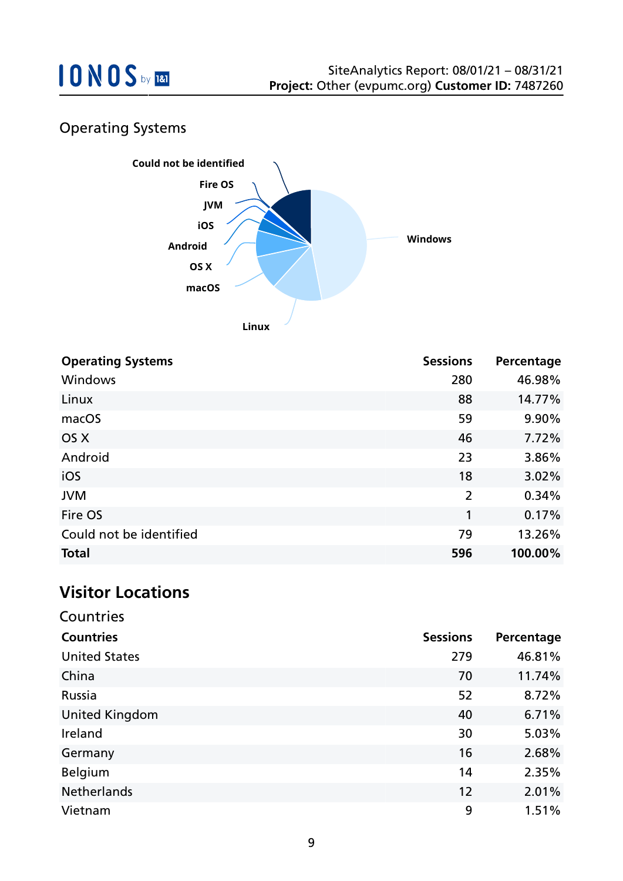## Operating Systems

| Operating Systems | Sessions | Percentage |
|---|---|---|
| Windows | 280 | 46.98% |
| Linux | 88 | 14.77% |
| macOS | 59 | 9.90% |
| OS X | 46 | 7.72% |
| Android | 23 | 3.86% |
| iOS | 18 | 3.02% |
| JVM | 2 | 0.34% |
| Fire OS | 1 | 0.17% |
| Could not be identified | 79 | 13.26% |
| **Total** | **596** | **100.00%** |

# Visitor Locations

## Countries

| Countries | Sessions | Percentage |
|---|---|---|
| United States | 279 | 46.81% |
| China | 70 | 11.74% |
| Russia | 52 | 8.72% |
| United Kingdom | 40 | 6.71% |
| Ireland | 30 | 5.03% |
| Germany | 16 | 2.68% |
| Belgium | 14 | 2.35% |
| Netherlands | 12 | 2.01% |
| Vietnam | 9 | 1.51% |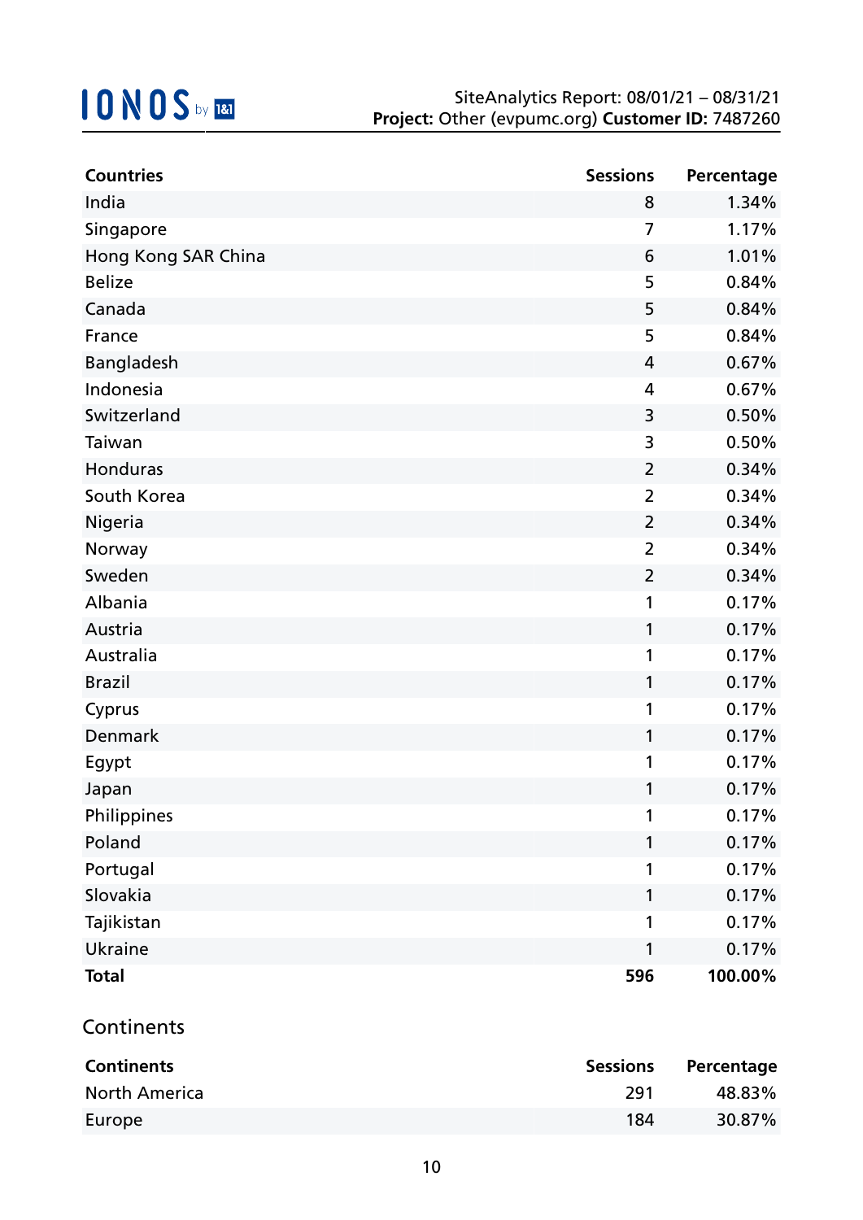| Countries | Sessions | Percentage |
|---|---|---|
| India | 8 | 1.34% |
| Singapore | 7 | 1.17% |
| Hong Kong SAR China | 6 | 1.01% |
| Belize | 5 | 0.84% |
| Canada | 5 | 0.84% |
| France | 5 | 0.84% |
| Bangladesh | 4 | 0.67% |
| Indonesia | 4 | 0.67% |
| Switzerland | 3 | 0.50% |
| Taiwan | 3 | 0.50% |
| Honduras | 2 | 0.34% |
| South Korea | 2 | 0.34% |
| Nigeria | 2 | 0.34% |
| Norway | 2 | 0.34% |
| Sweden | 2 | 0.34% |
| Albania | 1 | 0.17% |
| Austria | 1 | 0.17% |
| Australia | 1 | 0.17% |
| Brazil | 1 | 0.17% |
| Cyprus | 1 | 0.17% |
| Denmark | 1 | 0.17% |
| Egypt | 1 | 0.17% |
| Japan | 1 | 0.17% |
| Philippines | 1 | 0.17% |
| Poland | 1 | 0.17% |
| Portugal | 1 | 0.17% |
| Slovakia | 1 | 0.17% |
| Tajikistan | 1 | 0.17% |
| Ukraine | 1 | 0.17% |
| **Total** | **596** | **100.00%** |

## Continents

| Continents | Sessions | Percentage |
|---|---|---|
| North America | 291 | 48.83% |
| Europe | 184 | 30.87% |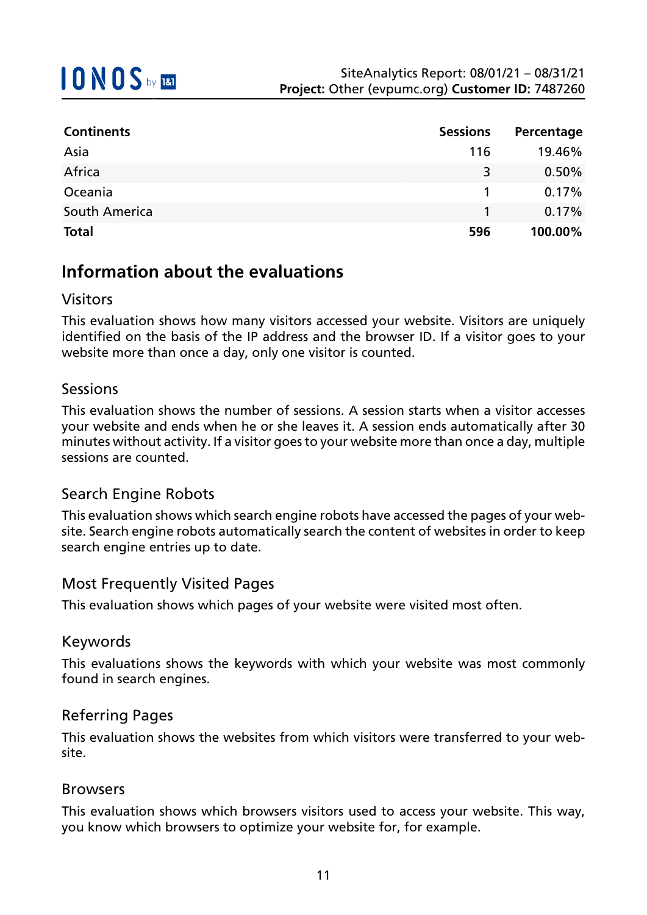| Continents | Sessions | Percentage |
| --- | --- | --- |
| Asia | 116 | 19.46% |
| Africa | 3 | 0.50% |
| Oceania | 1 | 0.17% |
| South America | 1 | 0.17% |
| **Total** | **596** | **100.00%** |

## Information about the evaluations

### Visitors

This evaluation shows how many visitors accessed your website. Visitors are uniquely identified on the basis of the IP address and the browser ID. If a visitor goes to your website more than once a day, only one visitor is counted.

### Sessions

This evaluation shows the number of sessions. A session starts when a visitor accesses your website and ends when he or she leaves it. A session ends automatically after 30 minutes without activity. If a visitor goes to your website more than once a day, multiple sessions are counted.

### Search Engine Robots

This evaluation shows which search engine robots have accessed the pages of your website. Search engine robots automatically search the content of websites in order to keep search engine entries up to date.

### Most Frequently Visited Pages

This evaluation shows which pages of your website were visited most often.

### Keywords

This evaluations shows the keywords with which your website was most commonly found in search engines.

### Referring Pages

This evaluation shows the websites from which visitors were transferred to your website.

### Browsers

This evaluation shows which browsers visitors used to access your website. This way, you know which browsers to optimize your website for, for example.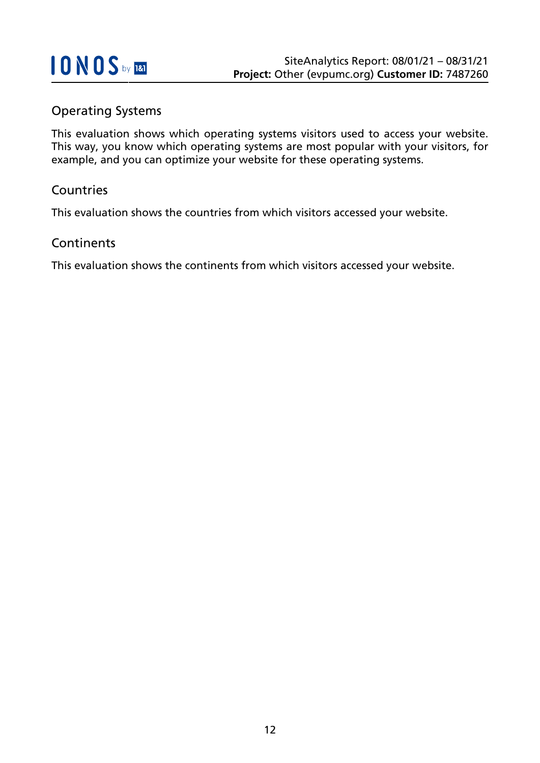## Operating Systems

This evaluation shows which operating systems visitors used to access your website. This way, you know which operating systems are most popular with your visitors, for example, and you can optimize your website for these operating systems.

## Countries

This evaluation shows the countries from which visitors accessed your website.

## Continents

This evaluation shows the continents from which visitors accessed your website.